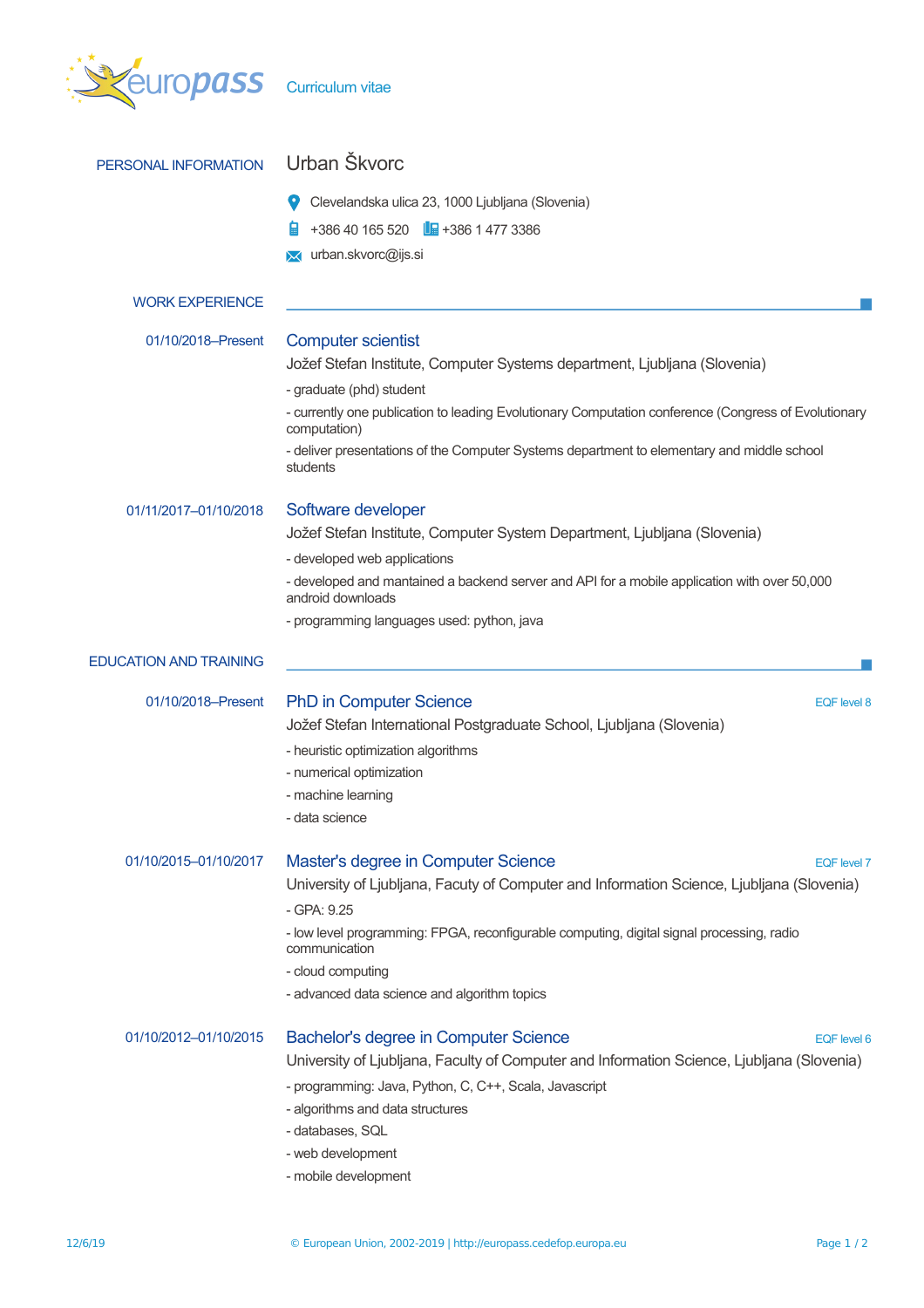# europass Curriculum vitae

## PERSONAL INFORMATION

**Urban Škvorc**

Clevelandska ulica 23, 1000 Ljubljana (Slovenia)

+386 40 165 520 +386 1 477 3386

urban.skvorc@ijs.si

## WORK EXPERIENCE

**01/10/2018–Present**

### Computer scientist

Jožef Stefan Institute, Computer Systems department, Ljubljana (Slovenia)

- graduate (phd) student
- currently one publication to leading Evolutionary Computation conference (Congress of Evolutionary computation)
- deliver presentations of the Computer Systems department to elementary and middle school students

**01/11/2017–01/10/2018**

### Software developer

Jožef Stefan Institute, Computer System Department, Ljubljana (Slovenia)

- developed web applications
- developed and mantained a backend server and API for a mobile application with over 50,000 android downloads
- programming languages used: python, java

## EDUCATION AND TRAINING

**01/10/2018–Present**

### PhD in Computer Science — EQF level 8

Jožef Stefan International Postgraduate School, Ljubljana (Slovenia)

- heuristic optimization algorithms
- numerical optimization
- machine learning
- data science

**01/10/2015–01/10/2017**

### Master's degree in Computer Science — EQF level 7

University of Ljubljana, Facuty of Computer and Information Science, Ljubljana (Slovenia)

- GPA: 9.25
- low level programming: FPGA, reconfigurable computing, digital signal processing, radio communication
- cloud computing
- advanced data science and algorithm topics

**01/10/2012–01/10/2015**

### Bachelor's degree in Computer Science — EQF level 6

University of Ljubljana, Faculty of Computer and Information Science, Ljubljana (Slovenia)

- programming: Java, Python, C, C++, Scala, Javascript
- algorithms and data structures
- databases, SQL
- web development
- mobile development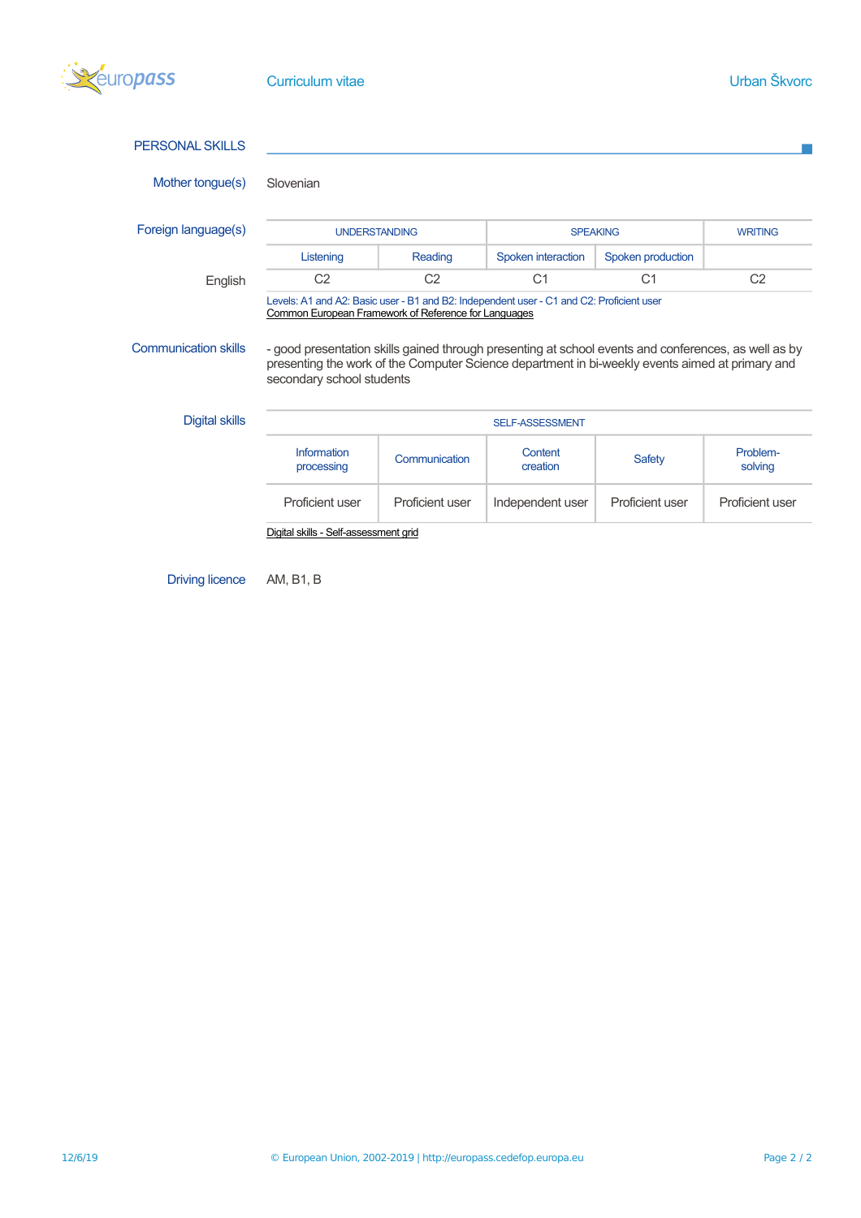## PERSONAL SKILLS

**Mother tongue(s)** Slovenian

**Foreign language(s)**

| | UNDERSTANDING | | SPEAKING | | WRITING |
|---|---|---|---|---|---|
| | Listening | Reading | Spoken interaction | Spoken production | |
| English | C2 | C2 | C1 | C1 | C2 |

Levels: A1 and A2: Basic user - B1 and B2: Independent user - C1 and C2: Proficient user
Common European Framework of Reference for Languages

**Communication skills**

- good presentation skills gained through presenting at school events and conferences, as well as by presenting the work of the Computer Science department in bi-weekly events aimed at primary and secondary school students

**Digital skills**

| SELF-ASSESSMENT | | | | |
|---|---|---|---|---|
| Information processing | Communication | Content creation | Safety | Problem-solving |
| Proficient user | Proficient user | Independent user | Proficient user | Proficient user |

Digital skills - Self-assessment grid

**Driving licence** AM, B1, B